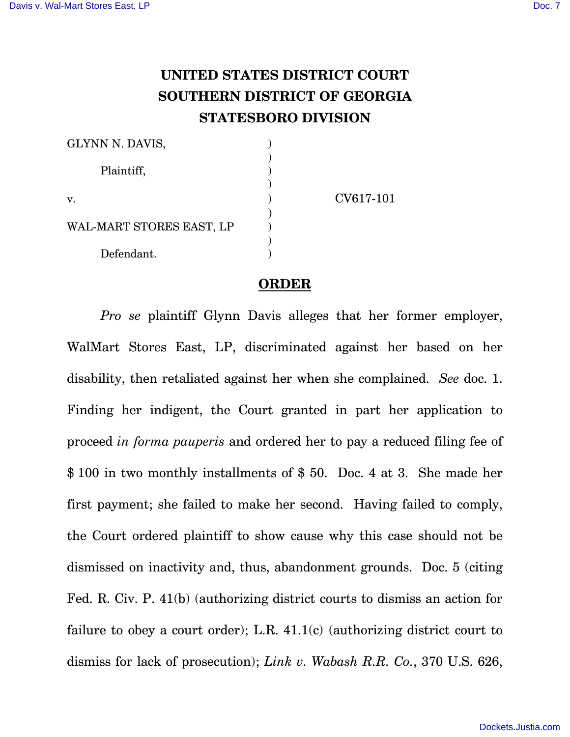# UNITED STATES DISTRICT COURT
# SOUTHERN DISTRICT OF GEORGIA
# STATESBORO DIVISION

GLYNN N. DAVIS, )
)
Plaintiff, )
)
v. ) CV617-101
)
WAL-MART STORES EAST, LP )
)
Defendant. )

## ORDER

*Pro se* plaintiff Glynn Davis alleges that her former employer, WalMart Stores East, LP, discriminated against her based on her disability, then retaliated against her when she complained. *See* doc. 1. Finding her indigent, the Court granted in part her application to proceed *in forma pauperis* and ordered her to pay a reduced filing fee of \$ 100 in two monthly installments of \$ 50. Doc. 4 at 3. She made her first payment; she failed to make her second. Having failed to comply, the Court ordered plaintiff to show cause why this case should not be dismissed on inactivity and, thus, abandonment grounds. Doc. 5 (citing Fed. R. Civ. P. 41(b) (authorizing district courts to dismiss an action for failure to obey a court order); L.R. 41.1(c) (authorizing district court to dismiss for lack of prosecution); *Link v. Wabash R.R. Co.*, 370 U.S. 626,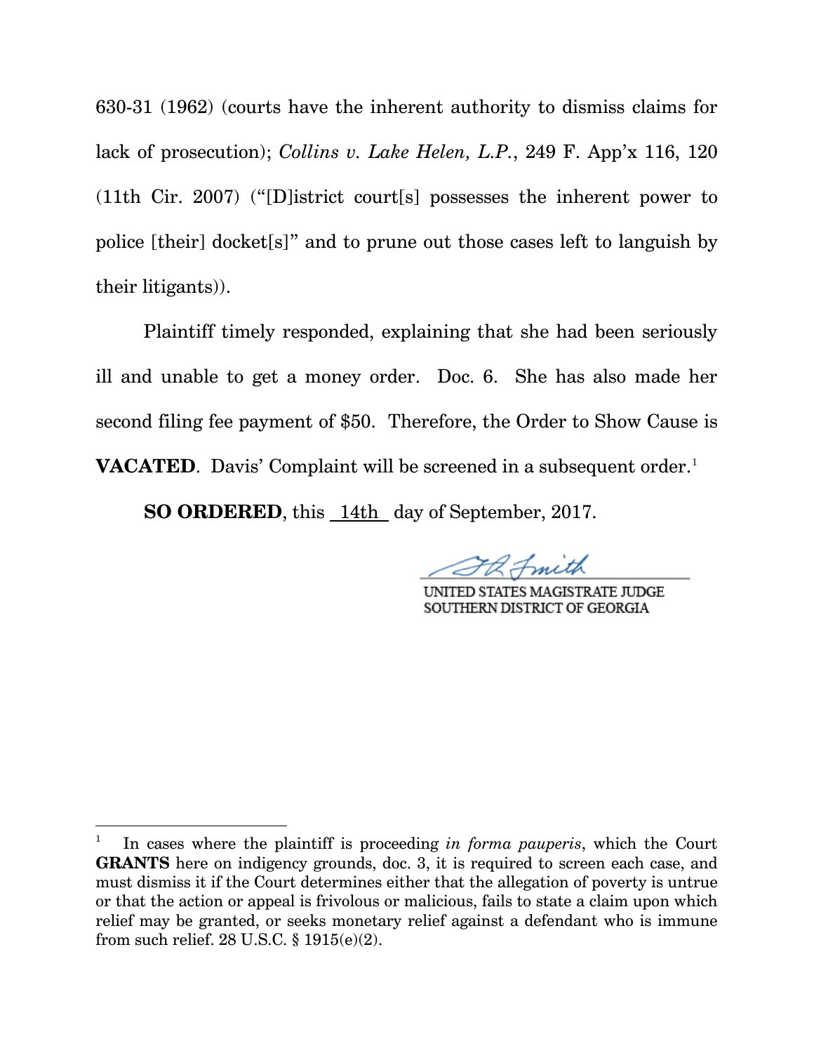630-31 (1962) (courts have the inherent authority to dismiss claims for lack of prosecution); *Collins v. Lake Helen, L.P.*, 249 F. App'x 116, 120 (11th Cir. 2007) ("[D]istrict court[s] possesses the inherent power to police [their] docket[s]" and to prune out those cases left to languish by their litigants)).

Plaintiff timely responded, explaining that she had been seriously ill and unable to get a money order. Doc. 6. She has also made her second filing fee payment of $50. Therefore, the Order to Show Cause is **VACATED**. Davis' Complaint will be screened in a subsequent order.[1]

**SO ORDERED**, this 14th day of September, 2017.

UNITED STATES MAGISTRATE JUDGE
SOUTHERN DISTRICT OF GEORGIA

---

[1] In cases where the plaintiff is proceeding *in forma pauperis*, which the Court **GRANTS** here on indigency grounds, doc. 3, it is required to screen each case, and must dismiss it if the Court determines either that the allegation of poverty is untrue or that the action or appeal is frivolous or malicious, fails to state a claim upon which relief may be granted, or seeks monetary relief against a defendant who is immune from such relief. 28 U.S.C. § 1915(e)(2).